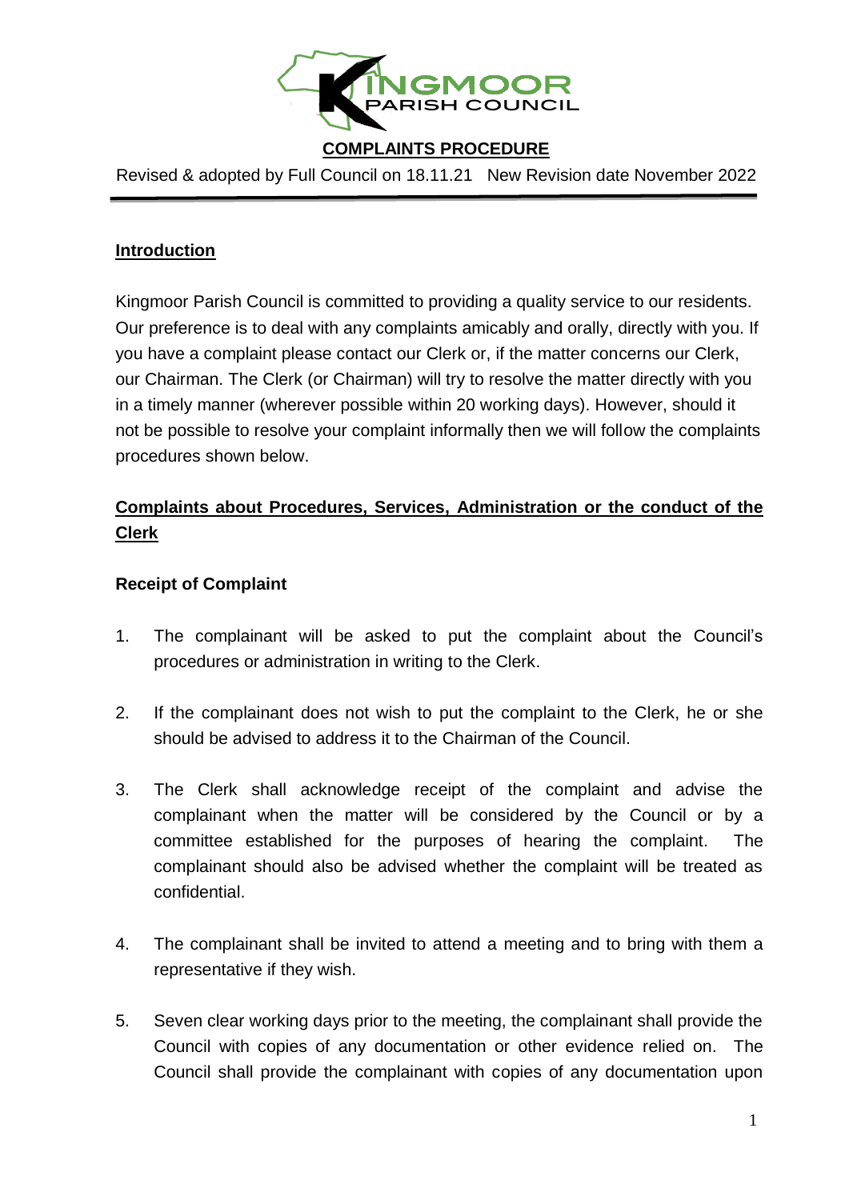KINGMOOR PARISH COUNCIL

**COMPLAINTS PROCEDURE**

Revised & adopted by Full Council on 18.11.21 New Revision date November 2022

## Introduction

Kingmoor Parish Council is committed to providing a quality service to our residents. Our preference is to deal with any complaints amicably and orally, directly with you. If you have a complaint please contact our Clerk or, if the matter concerns our Clerk, our Chairman. The Clerk (or Chairman) will try to resolve the matter directly with you in a timely manner (wherever possible within 20 working days). However, should it not be possible to resolve your complaint informally then we will follow the complaints procedures shown below.

## Complaints about Procedures, Services, Administration or the conduct of the Clerk

### Receipt of Complaint

1. The complainant will be asked to put the complaint about the Council's procedures or administration in writing to the Clerk.

2. If the complainant does not wish to put the complaint to the Clerk, he or she should be advised to address it to the Chairman of the Council.

3. The Clerk shall acknowledge receipt of the complaint and advise the complainant when the matter will be considered by the Council or by a committee established for the purposes of hearing the complaint. The complainant should also be advised whether the complaint will be treated as confidential.

4. The complainant shall be invited to attend a meeting and to bring with them a representative if they wish.

5. Seven clear working days prior to the meeting, the complainant shall provide the Council with copies of any documentation or other evidence relied on. The Council shall provide the complainant with copies of any documentation upon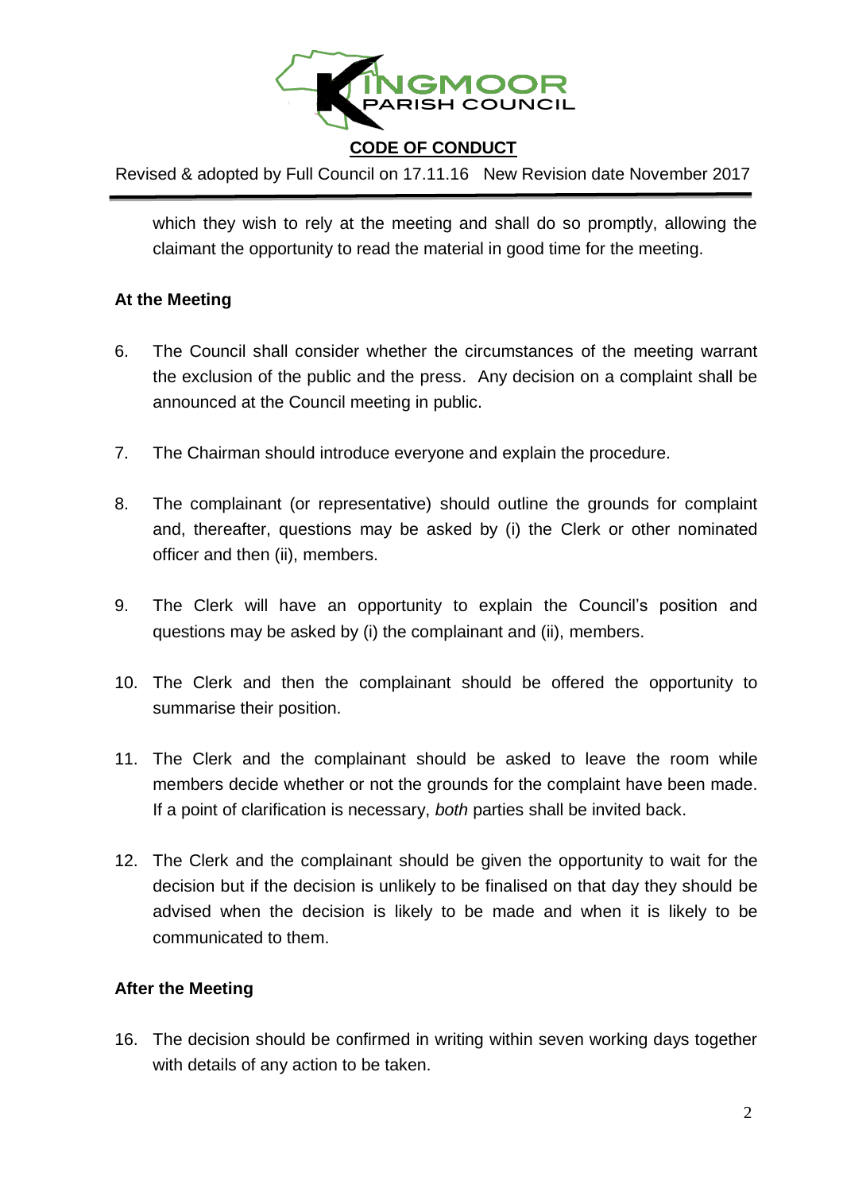which they wish to rely at the meeting and shall do so promptly, allowing the claimant the opportunity to read the material in good time for the meeting.

**At the Meeting**

6. The Council shall consider whether the circumstances of the meeting warrant the exclusion of the public and the press. Any decision on a complaint shall be announced at the Council meeting in public.

7. The Chairman should introduce everyone and explain the procedure.

8. The complainant (or representative) should outline the grounds for complaint and, thereafter, questions may be asked by (i) the Clerk or other nominated officer and then (ii), members.

9. The Clerk will have an opportunity to explain the Council's position and questions may be asked by (i) the complainant and (ii), members.

10. The Clerk and then the complainant should be offered the opportunity to summarise their position.

11. The Clerk and the complainant should be asked to leave the room while members decide whether or not the grounds for the complaint have been made. If a point of clarification is necessary, *both* parties shall be invited back.

12. The Clerk and the complainant should be given the opportunity to wait for the decision but if the decision is unlikely to be finalised on that day they should be advised when the decision is likely to be made and when it is likely to be communicated to them.

**After the Meeting**

16. The decision should be confirmed in writing within seven working days together with details of any action to be taken.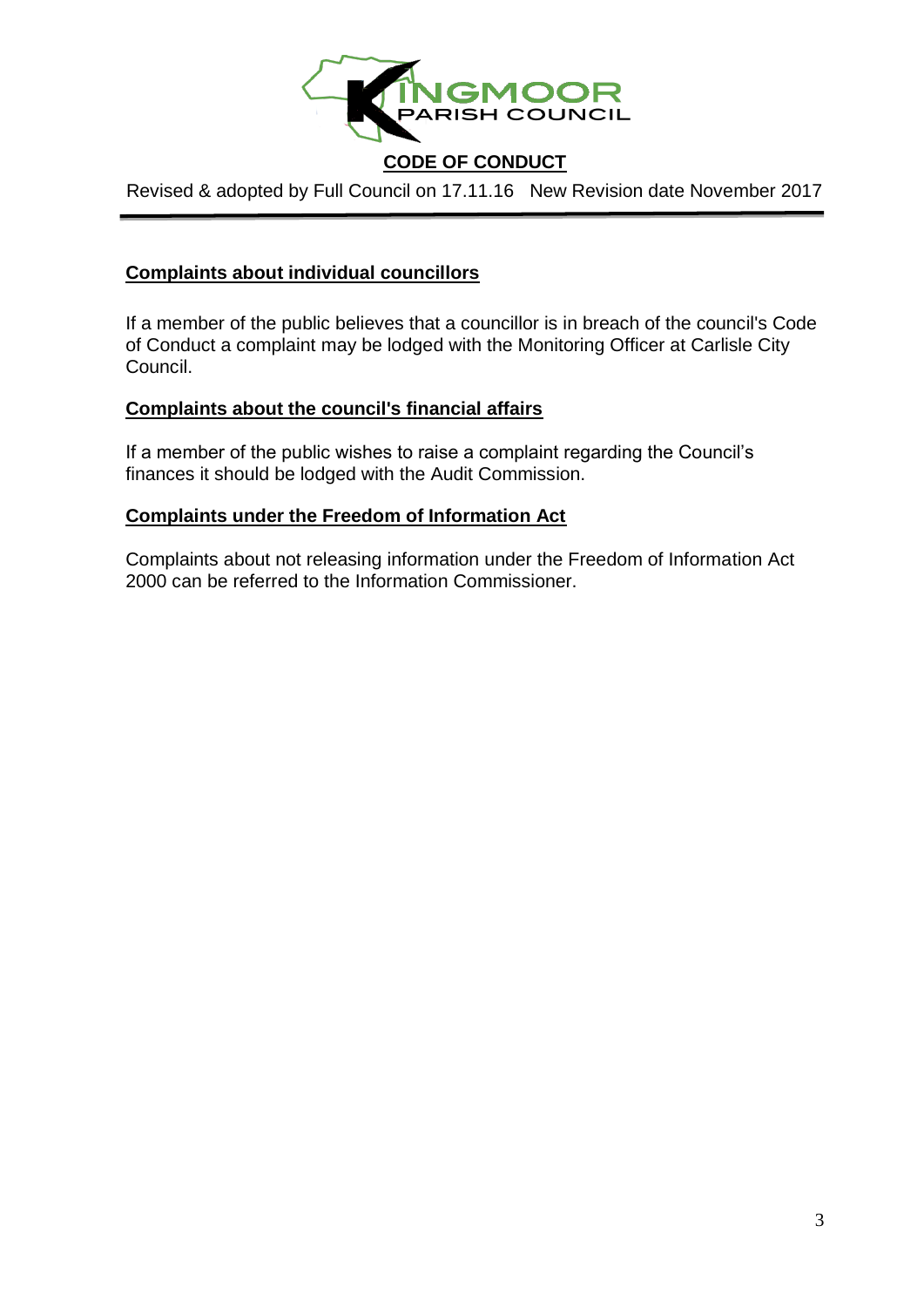## Complaints about individual councillors

If a member of the public believes that a councillor is in breach of the council's Code of Conduct a complaint may be lodged with the Monitoring Officer at Carlisle City Council.

## Complaints about the council's financial affairs

If a member of the public wishes to raise a complaint regarding the Council's finances it should be lodged with the Audit Commission.

## Complaints under the Freedom of Information Act

Complaints about not releasing information under the Freedom of Information Act 2000 can be referred to the Information Commissioner.